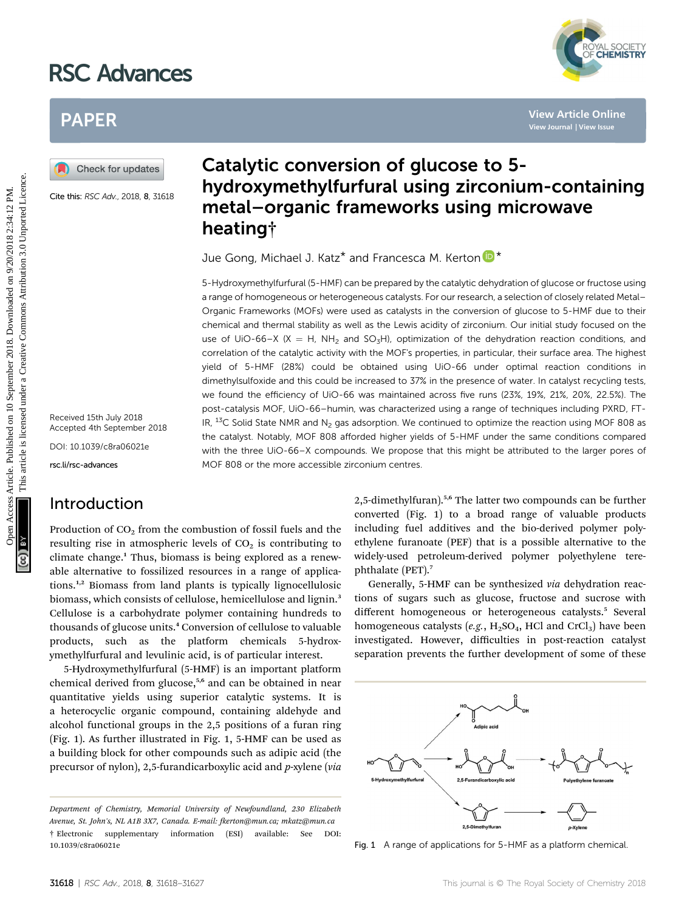# Catalytic conversion of glucose to 5-hydroxymethylfurfural using zirconium-containing metal–organic frameworks using microwave heating†

Jue Gong, Michael J. Katz* and Francesca M. Kerton*

Cite this: *RSC Adv.*, 2018, **8**, 31618

Received 15th July 2018
Accepted 4th September 2018

DOI: 10.1039/c8ra06021e

rsc.li/rsc-advances

5-Hydroxymethylfurfural (5-HMF) can be prepared by the catalytic dehydration of glucose or fructose using a range of homogeneous or heterogeneous catalysts. For our research, a selection of closely related Metal–Organic Frameworks (MOFs) were used as catalysts in the conversion of glucose to 5-HMF due to their chemical and thermal stability as well as the Lewis acidity of zirconium. Our initial study focused on the use of UiO-66–X (X = H, $NH_2$ and $SO_3H$), optimization of the dehydration reaction conditions, and correlation of the catalytic activity with the MOF's properties, in particular, their surface area. The highest yield of 5-HMF (28%) could be obtained using UiO-66 under optimal reaction conditions in dimethylsulfoxide and this could be increased to 37% in the presence of water. In catalyst recycling tests, we found the efficiency of UiO-66 was maintained across five runs (23%, 19%, 21%, 20%, 22.5%). The post-catalysis MOF, UiO-66–humin, was characterized using a range of techniques including PXRD, FT-IR, $^{13}C$ Solid State NMR and $N_2$ gas adsorption. We continued to optimize the reaction using MOF 808 as the catalyst. Notably, MOF 808 afforded higher yields of 5-HMF under the same conditions compared with the three UiO-66–X compounds. We propose that this might be attributed to the larger pores of MOF 808 or the more accessible zirconium centres.

## Introduction

Production of $CO_2$ from the combustion of fossil fuels and the resulting rise in atmospheric levels of $CO_2$ is contributing to climate change.[1] Thus, biomass is being explored as a renewable alternative to fossilized resources in a range of applications.[1,2] Biomass from land plants is typically lignocellulosic biomass, which consists of cellulose, hemicellulose and lignin.[3] Cellulose is a carbohydrate polymer containing hundreds to thousands of glucose units.[4] Conversion of cellulose to valuable products, such as the platform chemicals 5-hydroxymethylfurfural and levulinic acid, is of particular interest.

5-Hydroxymethylfurfural (5-HMF) is an important platform chemical derived from glucose,[5,6] and can be obtained in near quantitative yields using superior catalytic systems. It is a heterocyclic organic compound, containing aldehyde and alcohol functional groups in the 2,5 positions of a furan ring (Fig. 1). As further illustrated in Fig. 1, 5-HMF can be used as a building block for other compounds such as adipic acid (the precursor of nylon), 2,5-furandicarboxylic acid and *p*-xylene (*via* 2,5-dimethylfuran).[5,6] The latter two compounds can be further converted (Fig. 1) to a broad range of valuable products including fuel additives and the bio-derived polymer polyethylene furanoate (PEF) that is a possible alternative to the widely-used petroleum-derived polymer polyethylene terephthalate (PET).[7]

Generally, 5-HMF can be synthesized *via* dehydration reactions of sugars such as glucose, fructose and sucrose with different homogeneous or heterogeneous catalysts.[5] Several homogeneous catalysts (*e.g.*, $H_2SO_4$, HCl and $CrCl_3$) have been investigated. However, difficulties in post-reaction catalyst separation prevents the further development of some of these

Fig. 1 A range of applications for 5-HMF as a platform chemical.

Department of Chemistry, Memorial University of Newfoundland, 230 Elizabeth Avenue, St. John's, NL A1B 3X7, Canada. E-mail: fkerton@mun.ca; mkatz@mun.ca

† Electronic supplementary information (ESI) available: See DOI: 10.1039/c8ra06021e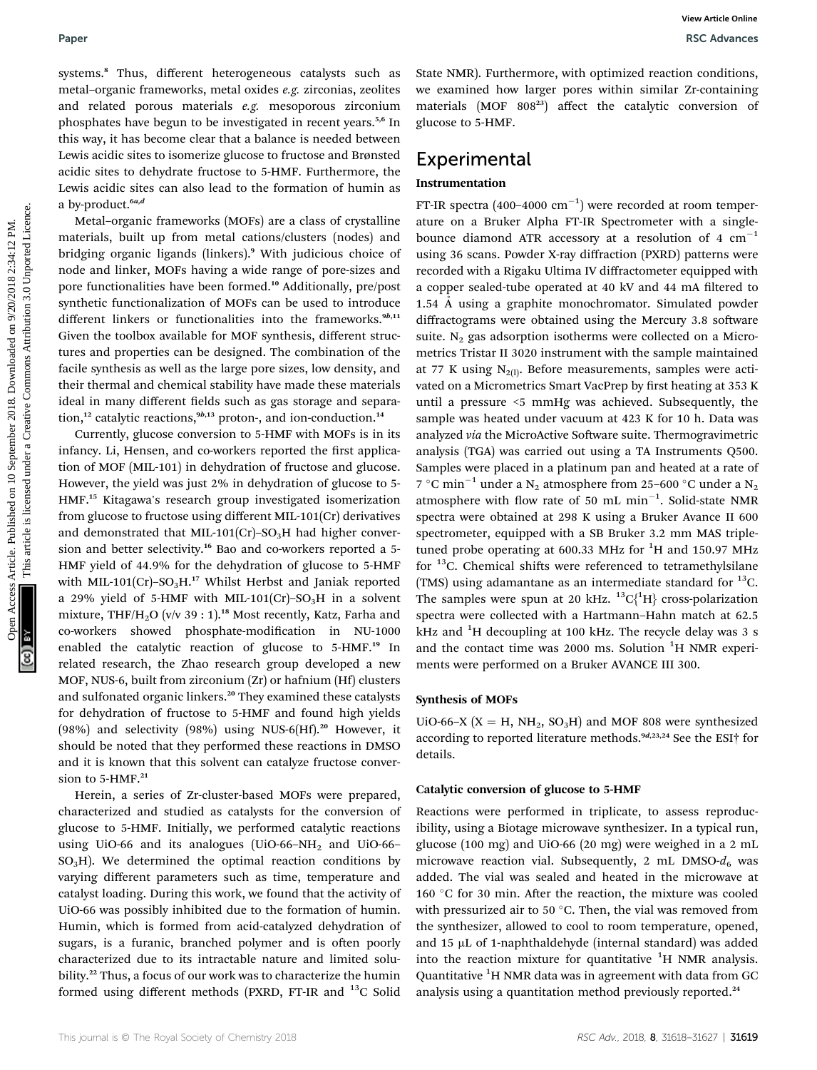systems.[8] Thus, different heterogeneous catalysts such as metal–organic frameworks, metal oxides *e.g.* zirconias, zeolites and related porous materials *e.g.* mesoporous zirconium phosphates have begun to be investigated in recent years.[5,6] In this way, it has become clear that a balance is needed between Lewis acidic sites to isomerize glucose to fructose and Brønsted acidic sites to dehydrate fructose to 5-HMF. Furthermore, the Lewis acidic sites can also lead to the formation of humin as a by-product.[6a,d]

Metal–organic frameworks (MOFs) are a class of crystalline materials, built up from metal cations/clusters (nodes) and bridging organic ligands (linkers).[9] With judicious choice of node and linker, MOFs having a wide range of pore-sizes and pore functionalities have been formed.[10] Additionally, pre/post synthetic functionalization of MOFs can be used to introduce different linkers or functionalities into the frameworks.[9b,11] Given the toolbox available for MOF synthesis, different structures and properties can be designed. The combination of the facile synthesis as well as the large pore sizes, low density, and their thermal and chemical stability have made these materials ideal in many different fields such as gas storage and separation,[12] catalytic reactions,[9b,13] proton-, and ion-conduction.[14]

Currently, glucose conversion to 5-HMF with MOFs is in its infancy. Li, Hensen, and co-workers reported the first application of MOF (MIL-101) in dehydration of fructose and glucose. However, the yield was just 2% in dehydration of glucose to 5-HMF.[15] Kitagawa's research group investigated isomerization from glucose to fructose using different MIL-101(Cr) derivatives and demonstrated that MIL-101(Cr)–$SO_3H$ had higher conversion and better selectivity.[16] Bao and co-workers reported a 5-HMF yield of 44.9% for the dehydration of glucose to 5-HMF with MIL-101(Cr)–$SO_3H$.[17] Whilst Herbst and Janiak reported a 29% yield of 5-HMF with MIL-101(Cr)–$SO_3H$ in a solvent mixture, THF/$H_2O$ (v/v 39 : 1).[18] Most recently, Katz, Farha and co-workers showed phosphate-modification in NU-1000 enabled the catalytic reaction of glucose to 5-HMF.[19] In related research, the Zhao research group developed a new MOF, NUS-6, built from zirconium (Zr) or hafnium (Hf) clusters and sulfonated organic linkers.[20] They examined these catalysts for dehydration of fructose to 5-HMF and found high yields (98%) and selectivity (98%) using NUS-6(Hf).[20] However, it should be noted that they performed these reactions in DMSO and it is known that this solvent can catalyze fructose conversion to 5-HMF.[21]

Herein, a series of Zr-cluster-based MOFs were prepared, characterized and studied as catalysts for the conversion of glucose to 5-HMF. Initially, we performed catalytic reactions using UiO-66 and its analogues (UiO-66–$NH_2$ and UiO-66–$SO_3H$). We determined the optimal reaction conditions by varying different parameters such as time, temperature and catalyst loading. During this work, we found that the activity of UiO-66 was possibly inhibited due to the formation of humin. Humin, which is formed from acid-catalyzed dehydration of sugars, is a furanic, branched polymer and is often poorly characterized due to its intractable nature and limited solubility.[22] Thus, a focus of our work was to characterize the humin formed using different methods (PXRD, FT-IR and $^{13}C$ Solid State NMR). Furthermore, with optimized reaction conditions, we examined how larger pores within similar Zr-containing materials (MOF 808[23]) affect the catalytic conversion of glucose to 5-HMF.

## Experimental

### Instrumentation

FT-IR spectra (400–4000 $cm^{-1}$) were recorded at room temperature on a Bruker Alpha FT-IR Spectrometer with a single-bounce diamond ATR accessory at a resolution of 4 $cm^{-1}$ using 36 scans. Powder X-ray diffraction (PXRD) patterns were recorded with a Rigaku Ultima IV diffractometer equipped with a copper sealed-tube operated at 40 kV and 44 mA filtered to 1.54 Å using a graphite monochromator. Simulated powder diffractograms were obtained using the Mercury 3.8 software suite. $N_2$ gas adsorption isotherms were collected on a Micrometrics Tristar II 3020 instrument with the sample maintained at 77 K using $N_{2(l)}$. Before measurements, samples were activated on a Micrometrics Smart VacPrep by first heating at 353 K until a pressure <5 mmHg was achieved. Subsequently, the sample was heated under vacuum at 423 K for 10 h. Data was analyzed *via* the MicroActive Software suite. Thermogravimetric analysis (TGA) was carried out using a TA Instruments Q500. Samples were placed in a platinum pan and heated at a rate of 7 °C $min^{-1}$ under a $N_2$ atmosphere from 25–600 °C under a $N_2$ atmosphere with flow rate of 50 mL $min^{-1}$. Solid-state NMR spectra were obtained at 298 K using a Bruker Avance II 600 spectrometer, equipped with a SB Bruker 3.2 mm MAS triple-tuned probe operating at 600.33 MHz for $^1H$ and 150.97 MHz for $^{13}C$. Chemical shifts were referenced to tetramethylsilane (TMS) using adamantane as an intermediate standard for $^{13}C$. The samples were spun at 20 kHz. $^{13}C\{^1H\}$ cross-polarization spectra were collected with a Hartmann–Hahn match at 62.5 kHz and $^1H$ decoupling at 100 kHz. The recycle delay was 3 s and the contact time was 2000 ms. Solution $^1H$ NMR experiments were performed on a Bruker AVANCE III 300.

### Synthesis of MOFs

UiO-66–X (X = H, $NH_2$, $SO_3H$) and MOF 808 were synthesized according to reported literature methods.[9d,23,24] See the ESI† for details.

### Catalytic conversion of glucose to 5-HMF

Reactions were performed in triplicate, to assess reproducibility, using a Biotage microwave synthesizer. In a typical run, glucose (100 mg) and UiO-66 (20 mg) were weighed in a 2 mL microwave reaction vial. Subsequently, 2 mL DMSO-$d_6$ was added. The vial was sealed and heated in the microwave at 160 °C for 30 min. After the reaction, the mixture was cooled with pressurized air to 50 °C. Then, the vial was removed from the synthesizer, allowed to cool to room temperature, opened, and 15 μL of 1-naphthaldehyde (internal standard) was added into the reaction mixture for quantitative $^1H$ NMR analysis. Quantitative $^1H$ NMR data was in agreement with data from GC analysis using a quantitation method previously reported.[24]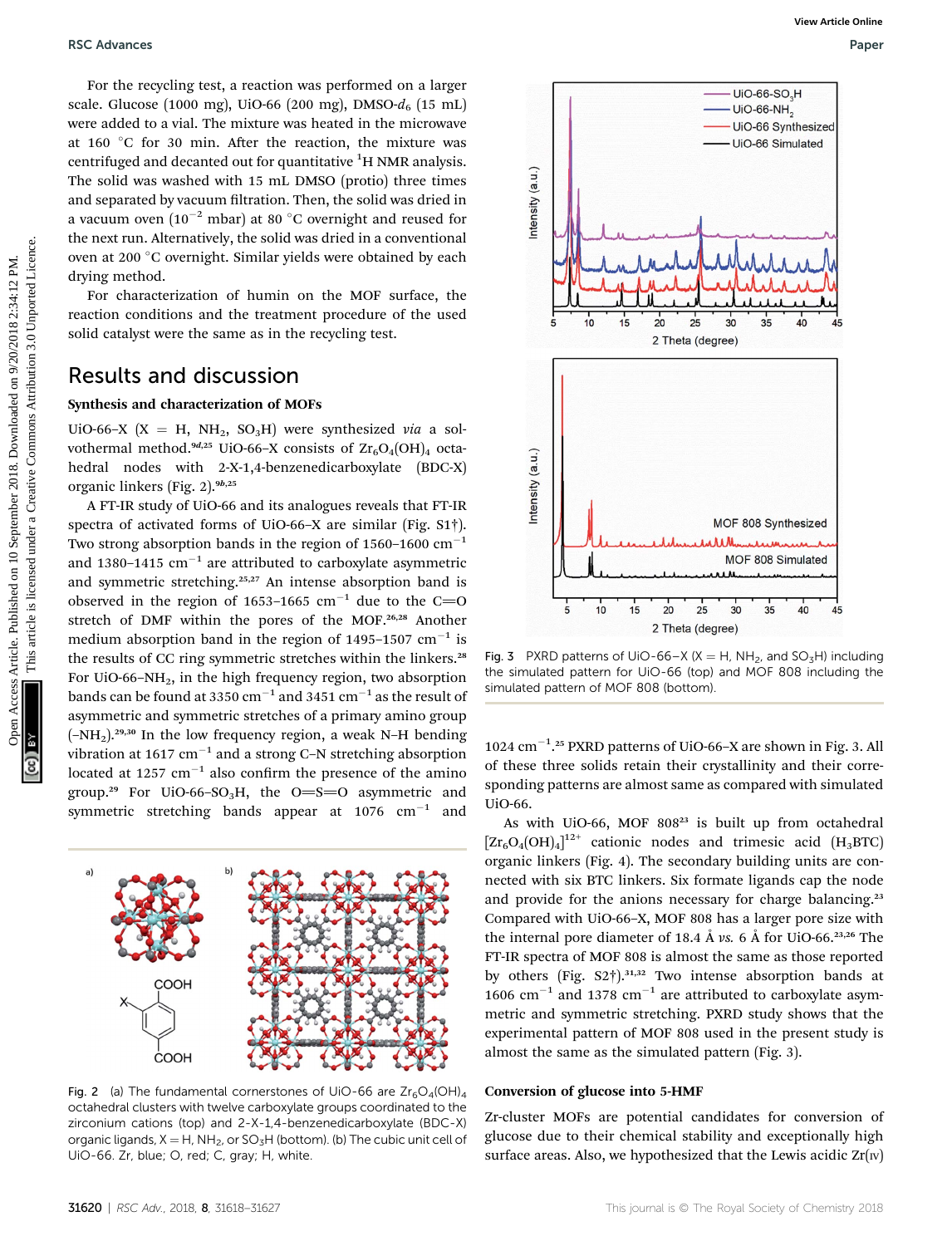For the recycling test, a reaction was performed on a larger scale. Glucose (1000 mg), UiO-66 (200 mg), DMSO-$d_6$ (15 mL) were added to a vial. The mixture was heated in the microwave at 160 °C for 30 min. After the reaction, the mixture was centrifuged and decanted out for quantitative $^1$H NMR analysis. The solid was washed with 15 mL DMSO (protio) three times and separated by vacuum filtration. Then, the solid was dried in a vacuum oven ($10^{-2}$ mbar) at 80 °C overnight and reused for the next run. Alternatively, the solid was dried in a conventional oven at 200 °C overnight. Similar yields were obtained by each drying method.

For characterization of humin on the MOF surface, the reaction conditions and the treatment procedure of the used solid catalyst were the same as in the recycling test.

## Results and discussion

### Synthesis and characterization of MOFs

UiO-66–X (X = H, $NH_2$, $SO_3H$) were synthesized *via* a solvothermal method.[9d,25] UiO-66–X consists of $Zr_6O_4(OH)_4$ octahedral nodes with 2-X-1,4-benzenedicarboxylate (BDC-X) organic linkers (Fig. 2).[9b,25]

A FT-IR study of UiO-66 and its analogues reveals that FT-IR spectra of activated forms of UiO-66–X are similar (Fig. S1†). Two strong absorption bands in the region of 1560–1600 cm$^{-1}$ and 1380–1415 cm$^{-1}$ are attributed to carboxylate asymmetric and symmetric stretching.[25,27] An intense absorption band is observed in the region of 1653–1665 cm$^{-1}$ due to the C=O stretch of DMF within the pores of the MOF.[26,28] Another medium absorption band in the region of 1495–1507 cm$^{-1}$ is the results of CC ring symmetric stretches within the linkers.[28] For UiO-66–$NH_2$, in the high frequency region, two absorption bands can be found at 3350 cm$^{-1}$ and 3451 cm$^{-1}$ as the result of asymmetric and symmetric stretches of a primary amino group (–$NH_2$).[29,30] In the low frequency region, a weak N–H bending vibration at 1617 cm$^{-1}$ and a strong C–N stretching absorption located at 1257 cm$^{-1}$ also confirm the presence of the amino group.[29] For UiO-66–$SO_3H$, the O=S=O asymmetric and symmetric stretching bands appear at 1076 cm$^{-1}$ and 1024 cm$^{-1}$.[25] PXRD patterns of UiO-66–X are shown in Fig. 3. All of these three solids retain their crystallinity and their corresponding patterns are almost same as compared with simulated UiO-66.

Fig. 2 (a) The fundamental cornerstones of UiO-66 are $Zr_6O_4(OH)_4$ octahedral clusters with twelve carboxylate groups coordinated to the zirconium cations (top) and 2-X-1,4-benzenedicarboxylate (BDC-X) organic ligands, X = H, $NH_2$, or $SO_3H$ (bottom). (b) The cubic unit cell of UiO-66. Zr, blue; O, red; C, gray; H, white.

Fig. 3 PXRD patterns of UiO-66–X (X = H, $NH_2$, and $SO_3H$) including the simulated pattern for UiO-66 (top) and MOF 808 including the simulated pattern of MOF 808 (bottom).

As with UiO-66, MOF 808[23] is built up from octahedral $[Zr_6O_4(OH)_4]^{12+}$ cationic nodes and trimesic acid ($H_3BTC$) organic linkers (Fig. 4). The secondary building units are connected with six BTC linkers. Six formate ligands cap the node and provide for the anions necessary for charge balancing.[23] Compared with UiO-66–X, MOF 808 has a larger pore size with the internal pore diameter of 18.4 Å *vs.* 6 Å for UiO-66.[23,26] The FT-IR spectra of MOF 808 is almost the same as those reported by others (Fig. S2†).[31,32] Two intense absorption bands at 1606 cm$^{-1}$ and 1378 cm$^{-1}$ are attributed to carboxylate asymmetric and symmetric stretching. PXRD study shows that the experimental pattern of MOF 808 used in the present study is almost the same as the simulated pattern (Fig. 3).

### Conversion of glucose into 5-HMF

Zr-cluster MOFs are potential candidates for conversion of glucose due to their chemical stability and exceptionally high surface areas. Also, we hypothesized that the Lewis acidic Zr(IV)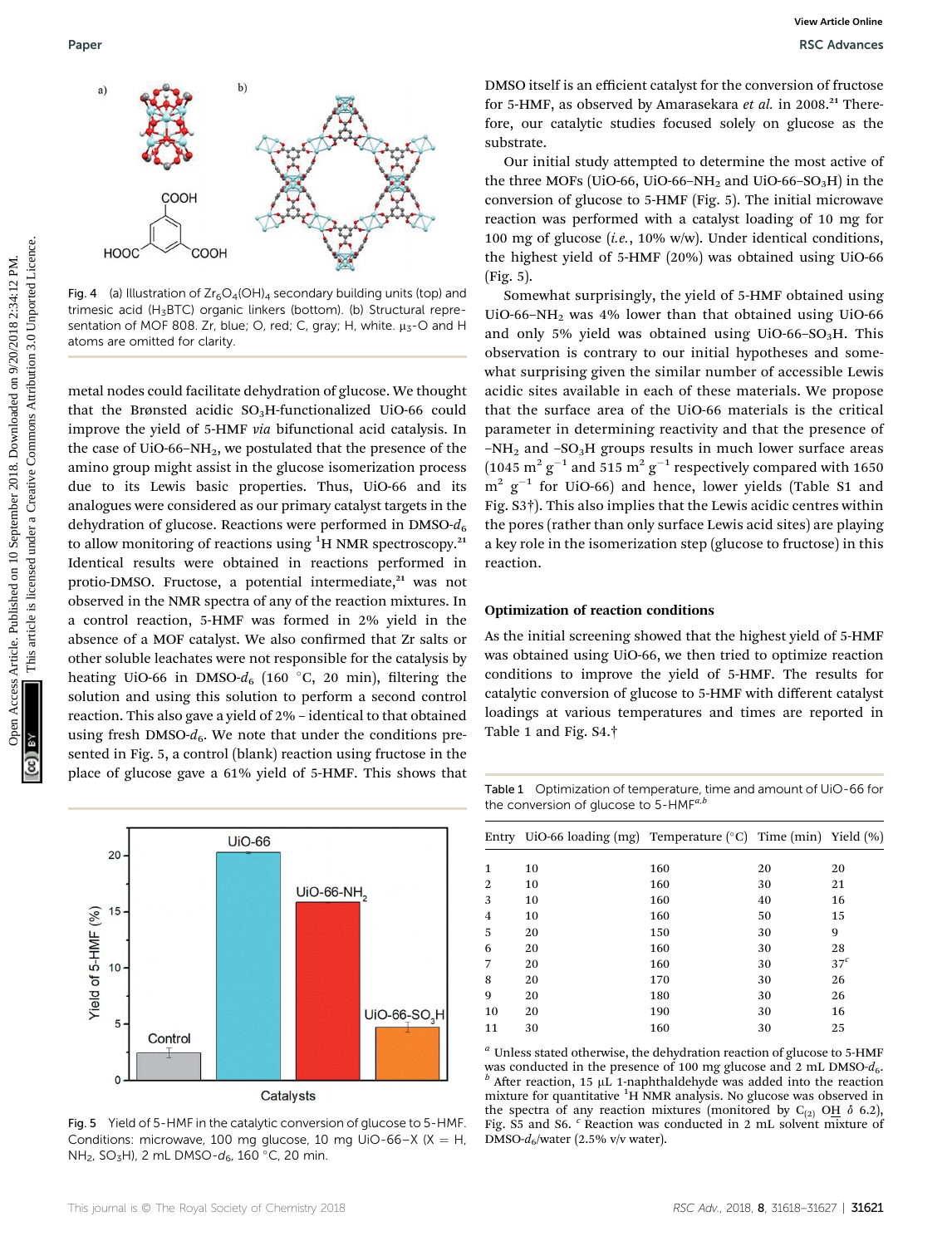Fig. 4 (a) Illustration of $Zr_6O_4(OH)_4$ secondary building units (top) and trimesic acid ($H_3BTC$) organic linkers (bottom). (b) Structural representation of MOF 808. Zr, blue; O, red; C, gray; H, white. $\mu_3$-O and H atoms are omitted for clarity.

metal nodes could facilitate dehydration of glucose. We thought that the Brønsted acidic $SO_3H$-functionalized UiO-66 could improve the yield of 5-HMF *via* bifunctional acid catalysis. In the case of UiO-66–$NH_2$, we postulated that the presence of the amino group might assist in the glucose isomerization process due to its Lewis basic properties. Thus, UiO-66 and its analogues were considered as our primary catalyst targets in the dehydration of glucose. Reactions were performed in DMSO-$d_6$ to allow monitoring of reactions using $^1$H NMR spectroscopy.[21] Identical results were obtained in reactions performed in protio-DMSO. Fructose, a potential intermediate,[21] was not observed in the NMR spectra of any of the reaction mixtures. In a control reaction, 5-HMF was formed in 2% yield in the absence of a MOF catalyst. We also confirmed that Zr salts or other soluble leachates were not responsible for the catalysis by heating UiO-66 in DMSO-$d_6$ (160 °C, 20 min), filtering the solution and using this solution to perform a second control reaction. This also gave a yield of 2% – identical to that obtained using fresh DMSO-$d_6$. We note that under the conditions presented in Fig. 5, a control (blank) reaction using fructose in the place of glucose gave a 61% yield of 5-HMF. This shows that DMSO itself is an efficient catalyst for the conversion of fructose for 5-HMF, as observed by Amarasekara *et al.* in 2008.[21] Therefore, our catalytic studies focused solely on glucose as the substrate.

Fig. 5 Yield of 5-HMF in the catalytic conversion of glucose to 5-HMF. Conditions: microwave, 100 mg glucose, 10 mg UiO-66–X (X = H, $NH_2$, $SO_3H$), 2 mL DMSO-$d_6$, 160 °C, 20 min.

Our initial study attempted to determine the most active of the three MOFs (UiO-66, UiO-66–$NH_2$ and UiO-66–$SO_3H$) in the conversion of glucose to 5-HMF (Fig. 5). The initial microwave reaction was performed with a catalyst loading of 10 mg for 100 mg of glucose (*i.e.*, 10% w/w). Under identical conditions, the highest yield of 5-HMF (20%) was obtained using UiO-66 (Fig. 5).

Somewhat surprisingly, the yield of 5-HMF obtained using UiO-66–$NH_2$ was 4% lower than that obtained using UiO-66 and only 5% yield was obtained using UiO-66–$SO_3H$. This observation is contrary to our initial hypotheses and somewhat surprising given the similar number of accessible Lewis acidic sites available in each of these materials. We propose that the surface area of the UiO-66 materials is the critical parameter in determining reactivity and that the presence of –$NH_2$ and –$SO_3H$ groups results in much lower surface areas (1045 $m^2\ g^{-1}$ and 515 $m^2\ g^{-1}$ respectively compared with 1650 $m^2\ g^{-1}$ for UiO-66) and hence, lower yields (Table S1 and Fig. S3†). This also implies that the Lewis acidic centres within the pores (rather than only surface Lewis acid sites) are playing a key role in the isomerization step (glucose to fructose) in this reaction.

### Optimization of reaction conditions

As the initial screening showed that the highest yield of 5-HMF was obtained using UiO-66, we then tried to optimize reaction conditions to improve the yield of 5-HMF. The results for catalytic conversion of glucose to 5-HMF with different catalyst loadings at various temperatures and times are reported in Table 1 and Fig. S4.†

Table 1 Optimization of temperature, time and amount of UiO-66 for the conversion of glucose to 5-HMF[a,b]

| Entry | UiO-66 loading (mg) | Temperature (°C) | Time (min) | Yield (%) |
|---|---|---|---|---|
| 1 | 10 | 160 | 20 | 20 |
| 2 | 10 | 160 | 30 | 21 |
| 3 | 10 | 160 | 40 | 16 |
| 4 | 10 | 160 | 50 | 15 |
| 5 | 20 | 150 | 30 | 9 |
| 6 | 20 | 160 | 30 | 28 |
| 7 | 20 | 160 | 30 | 37[c] |
| 8 | 20 | 170 | 30 | 26 |
| 9 | 20 | 180 | 30 | 26 |
| 10 | 20 | 190 | 30 | 16 |
| 11 | 30 | 160 | 30 | 25 |

[a] Unless stated otherwise, the dehydration reaction of glucose to 5-HMF was conducted in the presence of 100 mg glucose and 2 mL DMSO-$d_6$. [b] After reaction, 15 μL 1-naphthaldehyde was added into the reaction mixture for quantitative $^1$H NMR analysis. No glucose was observed in the spectra of any reaction mixtures (monitored by $C_{(2)}$ OH δ 6.2), Fig. S5 and S6. [c] Reaction was conducted in 2 mL solvent mixture of DMSO-$d_6$/water (2.5% v/v water).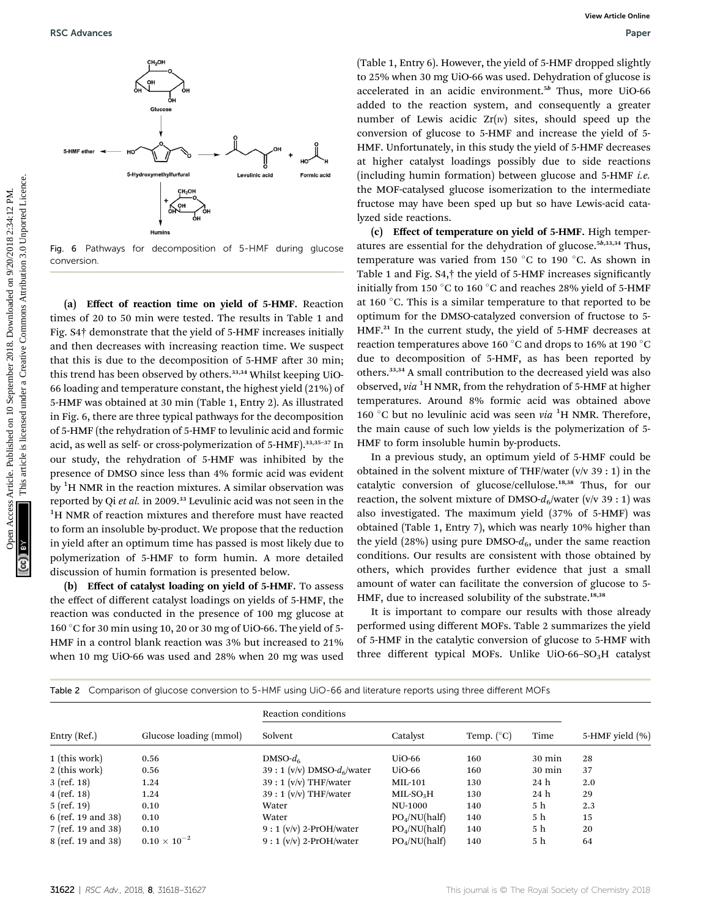Fig. 6 Pathways for decomposition of 5-HMF during glucose conversion.

**(a) Effect of reaction time on yield of 5-HMF.** Reaction times of 20 to 50 min were tested. The results in Table 1 and Fig. S4† demonstrate that the yield of 5-HMF increases initially and then decreases with increasing reaction time. We suspect that this is due to the decomposition of 5-HMF after 30 min; this trend has been observed by others.[33,34] Whilst keeping UiO-66 loading and temperature constant, the highest yield (21%) of 5-HMF was obtained at 30 min (Table 1, Entry 2). As illustrated in Fig. 6, there are three typical pathways for the decomposition of 5-HMF (the rehydration of 5-HMF to levulinic acid and formic acid, as well as self- or cross-polymerization of 5-HMF).[33,35–37] In our study, the rehydration of 5-HMF was inhibited by the presence of DMSO since less than 4% formic acid was evident by $^1$H NMR in the reaction mixtures. A similar observation was reported by Qi *et al.* in 2009.[33] Levulinic acid was not seen in the $^1$H NMR of reaction mixtures and therefore must have reacted to form an insoluble by-product. We propose that the reduction in yield after an optimum time has passed is most likely due to polymerization of 5-HMF to form humin. A more detailed discussion of humin formation is presented below.

**(b) Effect of catalyst loading on yield of 5-HMF.** To assess the effect of different catalyst loadings on yields of 5-HMF, the reaction was conducted in the presence of 100 mg glucose at 160 °C for 30 min using 10, 20 or 30 mg of UiO-66. The yield of 5-HMF in a control blank reaction was 3% but increased to 21% when 10 mg UiO-66 was used and 28% when 20 mg was used (Table 1, Entry 6). However, the yield of 5-HMF dropped slightly to 25% when 30 mg UiO-66 was used. Dehydration of glucose is accelerated in an acidic environment.[5b] Thus, more UiO-66 added to the reaction system, and consequently a greater number of Lewis acidic Zr(IV) sites, should speed up the conversion of glucose to 5-HMF and increase the yield of 5-HMF. Unfortunately, in this study the yield of 5-HMF decreases at higher catalyst loadings possibly due to side reactions (including humin formation) between glucose and 5-HMF *i.e.* the MOF-catalysed glucose isomerization to the intermediate fructose may have been sped up but so have Lewis-acid catalyzed side reactions.

**(c) Effect of temperature on yield of 5-HMF.** High temperatures are essential for the dehydration of glucose.[5b,33,34] Thus, temperature was varied from 150 °C to 190 °C. As shown in Table 1 and Fig. S4,† the yield of 5-HMF increases significantly initially from 150 °C to 160 °C and reaches 28% yield of 5-HMF at 160 °C. This is a similar temperature to that reported to be optimum for the DMSO-catalyzed conversion of fructose to 5-HMF.[21] In the current study, the yield of 5-HMF decreases at reaction temperatures above 160 °C and drops to 16% at 190 °C due to decomposition of 5-HMF, as has been reported by others.[33,34] A small contribution to the decreased yield was also observed, *via* $^1$H NMR, from the rehydration of 5-HMF at higher temperatures. Around 8% formic acid was obtained above 160 °C but no levulinic acid was seen *via* $^1$H NMR. Therefore, the main cause of such low yields is the polymerization of 5-HMF to form insoluble humin by-products.

In a previous study, an optimum yield of 5-HMF could be obtained in the solvent mixture of THF/water (v/v 39 : 1) in the catalytic conversion of glucose/cellulose.[18,38] Thus, for our reaction, the solvent mixture of DMSO-$d_6$/water (v/v 39 : 1) was also investigated. The maximum yield (37% of 5-HMF) was obtained (Table 1, Entry 7), which was nearly 10% higher than the yield (28%) using pure DMSO-$d_6$, under the same reaction conditions. Our results are consistent with those obtained by others, which provides further evidence that just a small amount of water can facilitate the conversion of glucose to 5-HMF, due to increased solubility of the substrate.[18,38]

It is important to compare our results with those already performed using different MOFs. Table 2 summarizes the yield of 5-HMF in the catalytic conversion of glucose to 5-HMF with three different typical MOFs. Unlike UiO-66–$SO_3H$ catalyst

Table 2 Comparison of glucose conversion to 5-HMF using UiO-66 and literature reports using three different MOFs

| Entry (Ref.) | Glucose loading (mmol) | Reaction conditions | | | | 5-HMF yield (%) |
|---|---|---|---|---|---|---|
| | | Solvent | Catalyst | Temp. (°C) | Time | |
| 1 (this work) | 0.56 | DMSO-$d_6$ | UiO-66 | 160 | 30 min | 28 |
| 2 (this work) | 0.56 | 39 : 1 (v/v) DMSO-$d_6$/water | UiO-66 | 160 | 30 min | 37 |
| 3 (ref. 18) | 1.24 | 39 : 1 (v/v) THF/water | MIL-101 | 130 | 24 h | 2.0 |
| 4 (ref. 18) | 1.24 | 39 : 1 (v/v) THF/water | MIL-$SO_3H$ | 130 | 24 h | 29 |
| 5 (ref. 19) | 0.10 | Water | NU-1000 | 140 | 5 h | 2.3 |
| 6 (ref. 19 and 38) | 0.10 | Water | $PO_4$/NU(half) | 140 | 5 h | 15 |
| 7 (ref. 19 and 38) | 0.10 | 9 : 1 (v/v) 2-PrOH/water | $PO_4$/NU(half) | 140 | 5 h | 20 |
| 8 (ref. 19 and 38) | $0.10 \times 10^{-2}$ | 9 : 1 (v/v) 2-PrOH/water | $PO_4$/NU(half) | 140 | 5 h | 64 |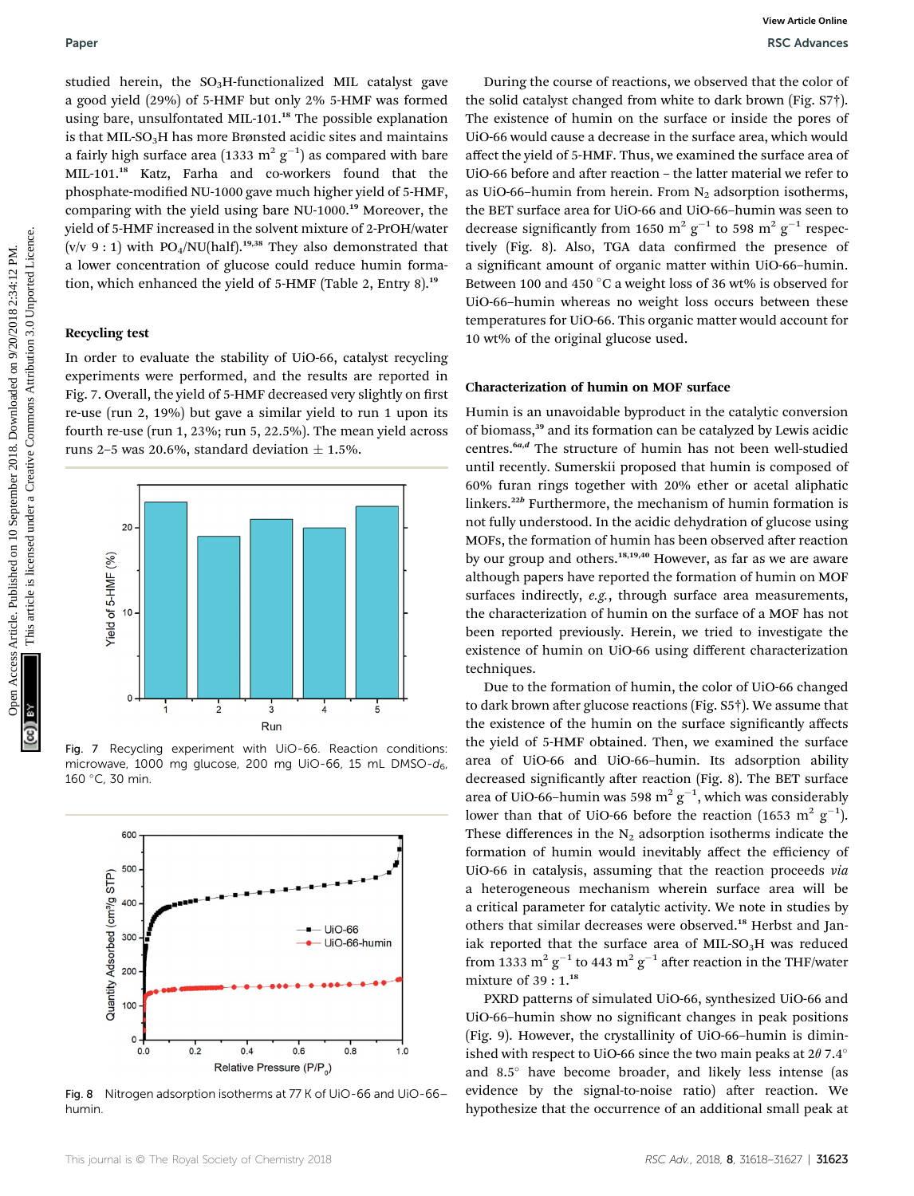studied herein, the $SO_3H$-functionalized MIL catalyst gave a good yield (29%) of 5-HMF but only 2% 5-HMF was formed using bare, unsulfontated MIL-101.[18] The possible explanation is that MIL-$SO_3H$ has more Brønsted acidic sites and maintains a fairly high surface area (1333 $m^2$ $g^{-1}$) as compared with bare MIL-101.[18] Katz, Farha and co-workers found that the phosphate-modified NU-1000 gave much higher yield of 5-HMF, comparing with the yield using bare NU-1000.[19] Moreover, the yield of 5-HMF increased in the solvent mixture of 2-PrOH/water (v/v 9 : 1) with $PO_4$/NU(half).[19,38] They also demonstrated that a lower concentration of glucose could reduce humin formation, which enhanced the yield of 5-HMF (Table 2, Entry 8).[19]

## Recycling test

In order to evaluate the stability of UiO-66, catalyst recycling experiments were performed, and the results are reported in Fig. 7. Overall, the yield of 5-HMF decreased very slightly on first re-use (run 2, 19%) but gave a similar yield to run 1 upon its fourth re-use (run 1, 23%; run 5, 22.5%). The mean yield across runs 2–5 was 20.6%, standard deviation ± 1.5%.

Fig. 7 Recycling experiment with UiO-66. Reaction conditions: microwave, 1000 mg glucose, 200 mg UiO-66, 15 mL DMSO-$d_6$, 160 °C, 30 min.

Fig. 8 Nitrogen adsorption isotherms at 77 K of UiO-66 and UiO-66–humin.

During the course of reactions, we observed that the color of the solid catalyst changed from white to dark brown (Fig. S7†). The existence of humin on the surface or inside the pores of UiO-66 would cause a decrease in the surface area, which would affect the yield of 5-HMF. Thus, we examined the surface area of UiO-66 before and after reaction – the latter material we refer to as UiO-66–humin from herein. From $N_2$ adsorption isotherms, the BET surface area for UiO-66 and UiO-66–humin was seen to decrease significantly from 1650 $m^2$ $g^{-1}$ to 598 $m^2$ $g^{-1}$ respectively (Fig. 8). Also, TGA data confirmed the presence of a significant amount of organic matter within UiO-66–humin. Between 100 and 450 °C a weight loss of 36 wt% is observed for UiO-66–humin whereas no weight loss occurs between these temperatures for UiO-66. This organic matter would account for 10 wt% of the original glucose used.

## Characterization of humin on MOF surface

Humin is an unavoidable byproduct in the catalytic conversion of biomass,[39] and its formation can be catalyzed by Lewis acidic centres.[6a,d] The structure of humin has not been well-studied until recently. Sumerskii proposed that humin is composed of 60% furan rings together with 20% ether or acetal aliphatic linkers.[22b] Furthermore, the mechanism of humin formation is not fully understood. In the acidic dehydration of glucose using MOFs, the formation of humin has been observed after reaction by our group and others.[18,19,40] However, as far as we are aware although papers have reported the formation of humin on MOF surfaces indirectly, *e.g.*, through surface area measurements, the characterization of humin on the surface of a MOF has not been reported previously. Herein, we tried to investigate the existence of humin on UiO-66 using different characterization techniques.

Due to the formation of humin, the color of UiO-66 changed to dark brown after glucose reactions (Fig. S5†). We assume that the existence of the humin on the surface significantly affects the yield of the 5-HMF obtained. Then, we examined the surface area of UiO-66 and UiO-66–humin. Its adsorption ability decreased significantly after reaction (Fig. 8). The BET surface area of UiO-66–humin was 598 $m^2$ $g^{-1}$, which was considerably lower than that of UiO-66 before the reaction (1653 $m^2$ $g^{-1}$). These differences in the $N_2$ adsorption isotherms indicate the formation of humin would inevitably affect the efficiency of UiO-66 in catalysis, assuming that the reaction proceeds *via* a heterogeneous mechanism wherein surface area will be a critical parameter for catalytic activity. We note in studies by others that similar decreases were observed.[18] Herbst and Janiak reported that the surface area of MIL-$SO_3H$ was reduced from 1333 $m^2$ $g^{-1}$ to 443 $m^2$ $g^{-1}$ after reaction in the THF/water mixture of 39 : 1.[18]

PXRD patterns of simulated UiO-66, synthesized UiO-66 and UiO-66–humin show no significant changes in peak positions (Fig. 9). However, the crystallinity of UiO-66–humin is diminished with respect to UiO-66 since the two main peaks at $2\theta$ 7.4° and 8.5° have become broader, and likely less intense (as evidence by the signal-to-noise ratio) after reaction. We hypothesize that the occurrence of an additional small peak at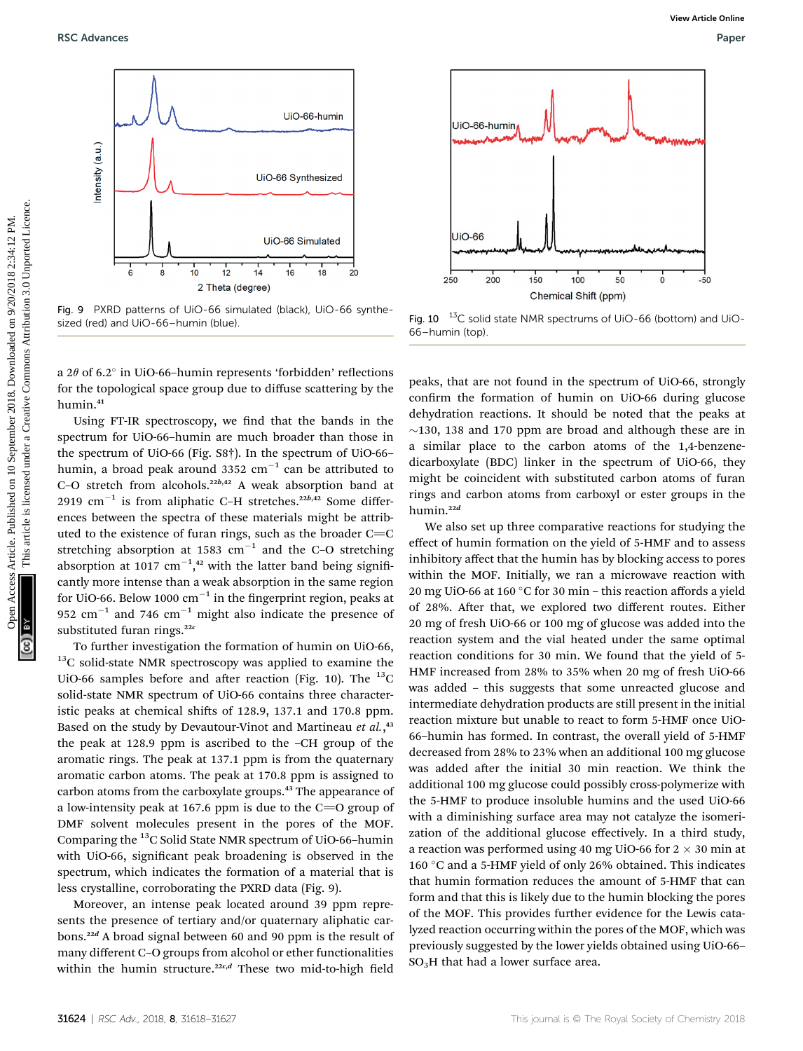Fig. 9 PXRD patterns of UiO-66 simulated (black), UiO-66 synthesized (red) and UiO-66–humin (blue).

Fig. 10 $^{13}$C solid state NMR spectrums of UiO-66 (bottom) and UiO-66–humin (top).

a $2\theta$ of 6.2° in UiO-66–humin represents 'forbidden' reflections for the topological space group due to diffuse scattering by the humin.[41]

Using FT-IR spectroscopy, we find that the bands in the spectrum for UiO-66–humin are much broader than those in the spectrum of UiO-66 (Fig. S8†). In the spectrum of UiO-66–humin, a broad peak around 3352 cm$^{-1}$ can be attributed to C–O stretch from alcohols.[22b,42] A weak absorption band at 2919 cm$^{-1}$ is from aliphatic C–H stretches.[22b,42] Some differences between the spectra of these materials might be attributed to the existence of furan rings, such as the broader C=C stretching absorption at 1583 cm$^{-1}$ and the C–O stretching absorption at 1017 cm$^{-1}$,[42] with the latter band being significantly more intense than a weak absorption in the same region for UiO-66. Below 1000 cm$^{-1}$ in the fingerprint region, peaks at 952 cm$^{-1}$ and 746 cm$^{-1}$ might also indicate the presence of substituted furan rings.[22c]

To further investigation the formation of humin on UiO-66, $^{13}$C solid-state NMR spectroscopy was applied to examine the UiO-66 samples before and after reaction (Fig. 10). The $^{13}$C solid-state NMR spectrum of UiO-66 contains three characteristic peaks at chemical shifts of 128.9, 137.1 and 170.8 ppm. Based on the study by Devautour-Vinot and Martineau *et al.*,[43] the peak at 128.9 ppm is ascribed to the –CH group of the aromatic rings. The peak at 137.1 ppm is from the quaternary aromatic carbon atoms. The peak at 170.8 ppm is assigned to carbon atoms from the carboxylate groups.[43] The appearance of a low-intensity peak at 167.6 ppm is due to the C=O group of DMF solvent molecules present in the pores of the MOF. Comparing the $^{13}$C Solid State NMR spectrum of UiO-66–humin with UiO-66, significant peak broadening is observed in the spectrum, which indicates the formation of a material that is less crystalline, corroborating the PXRD data (Fig. 9).

Moreover, an intense peak located around 39 ppm represents the presence of tertiary and/or quaternary aliphatic carbons.[22d] A broad signal between 60 and 90 ppm is the result of many different C–O groups from alcohol or ether functionalities within the humin structure.[22c,d] These two mid-to-high field peaks, that are not found in the spectrum of UiO-66, strongly confirm the formation of humin on UiO-66 during glucose dehydration reactions. It should be noted that the peaks at ~130, 138 and 170 ppm are broad and although these are in a similar place to the carbon atoms of the 1,4-benzenedicarboxylate (BDC) linker in the spectrum of UiO-66, they might be coincident with substituted carbon atoms of furan rings and carbon atoms from carboxyl or ester groups in the humin.[22d]

We also set up three comparative reactions for studying the effect of humin formation on the yield of 5-HMF and to assess inhibitory affect that the humin has by blocking access to pores within the MOF. Initially, we ran a microwave reaction with 20 mg UiO-66 at 160 °C for 30 min – this reaction affords a yield of 28%. After that, we explored two different routes. Either 20 mg of fresh UiO-66 or 100 mg of glucose was added into the reaction system and the vial heated under the same optimal reaction conditions for 30 min. We found that the yield of 5-HMF increased from 28% to 35% when 20 mg of fresh UiO-66 was added – this suggests that some unreacted glucose and intermediate dehydration products are still present in the initial reaction mixture but unable to react to form 5-HMF once UiO-66–humin has formed. In contrast, the overall yield of 5-HMF decreased from 28% to 23% when an additional 100 mg glucose was added after the initial 30 min reaction. We think the additional 100 mg glucose could possibly cross-polymerize with the 5-HMF to produce insoluble humins and the used UiO-66 with a diminishing surface area may not catalyze the isomerization of the additional glucose effectively. In a third study, a reaction was performed using 40 mg UiO-66 for 2 × 30 min at 160 °C and a 5-HMF yield of only 26% obtained. This indicates that humin formation reduces the amount of 5-HMF that can form and that this is likely due to the humin blocking the pores of the MOF. This provides further evidence for the Lewis catalyzed reaction occurring within the pores of the MOF, which was previously suggested by the lower yields obtained using UiO-66–$SO_3H$ that had a lower surface area.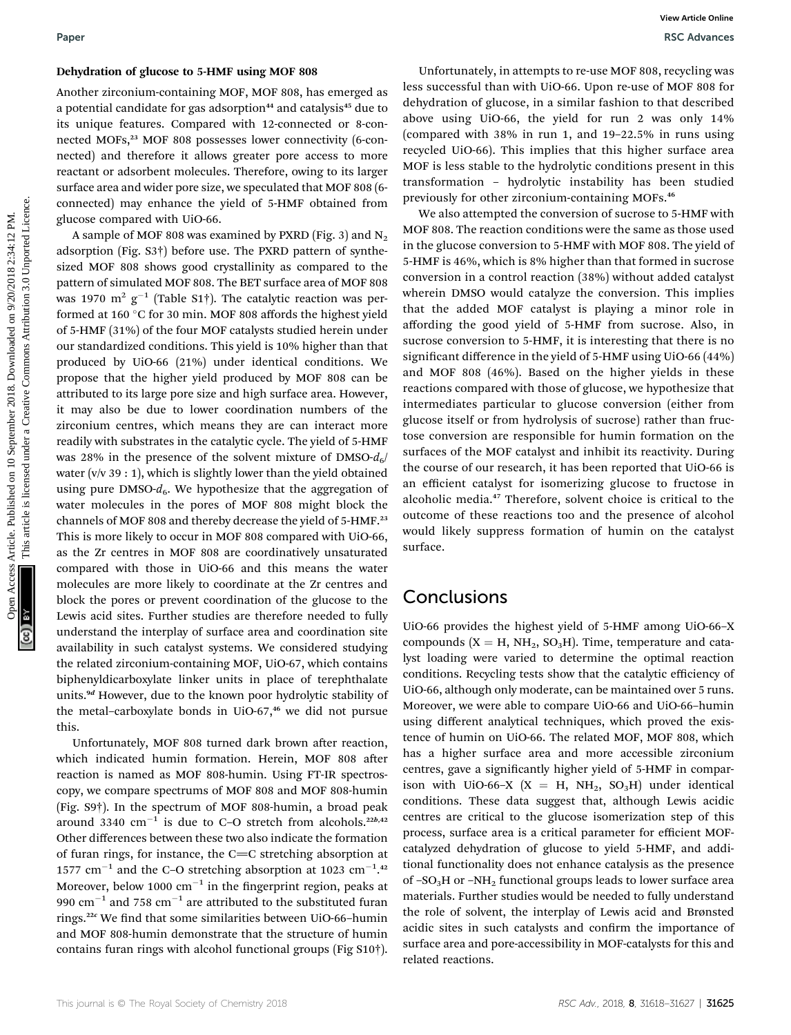### Dehydration of glucose to 5-HMF using MOF 808

Another zirconium-containing MOF, MOF 808, has emerged as a potential candidate for gas adsorption[44] and catalysis[45] due to its unique features. Compared with 12-connected or 8-connected MOFs,[23] MOF 808 possesses lower connectivity (6-connected) and therefore it allows greater pore access to more reactant or adsorbent molecules. Therefore, owing to its larger surface area and wider pore size, we speculated that MOF 808 (6-connected) may enhance the yield of 5-HMF obtained from glucose compared with UiO-66.

A sample of MOF 808 was examined by PXRD (Fig. 3) and $N_2$ adsorption (Fig. S3†) before use. The PXRD pattern of synthesized MOF 808 shows good crystallinity as compared to the pattern of simulated MOF 808. The BET surface area of MOF 808 was 1970 $m^2$ $g^{-1}$ (Table S1†). The catalytic reaction was performed at 160 °C for 30 min. MOF 808 affords the highest yield of 5-HMF (31%) of the four MOF catalysts studied herein under our standardized conditions. This yield is 10% higher than that produced by UiO-66 (21%) under identical conditions. We propose that the higher yield produced by MOF 808 can be attributed to its large pore size and high surface area. However, it may also be due to lower coordination numbers of the zirconium centres, which means they are can interact more readily with substrates in the catalytic cycle. The yield of 5-HMF was 28% in the presence of the solvent mixture of DMSO-$d_6$/water (v/v 39 : 1), which is slightly lower than the yield obtained using pure DMSO-$d_6$. We hypothesize that the aggregation of water molecules in the pores of MOF 808 might block the channels of MOF 808 and thereby decrease the yield of 5-HMF.[23] This is more likely to occur in MOF 808 compared with UiO-66, as the Zr centres in MOF 808 are coordinatively unsaturated compared with those in UiO-66 and this means the water molecules are more likely to coordinate at the Zr centres and block the pores or prevent coordination of the glucose to the Lewis acid sites. Further studies are therefore needed to fully understand the interplay of surface area and coordination site availability in such catalyst systems. We considered studying the related zirconium-containing MOF, UiO-67, which contains biphenyldicarboxylate linker units in place of terephthalate units.[9d] However, due to the known poor hydrolytic stability of the metal–carboxylate bonds in UiO-67,[46] we did not pursue this.

Unfortunately, MOF 808 turned dark brown after reaction, which indicated humin formation. Herein, MOF 808 after reaction is named as MOF 808-humin. Using FT-IR spectroscopy, we compare spectrums of MOF 808 and MOF 808-humin (Fig. S9†). In the spectrum of MOF 808-humin, a broad peak around 3340 $cm^{-1}$ is due to C–O stretch from alcohols.[22b,42] Other differences between these two also indicate the formation of furan rings, for instance, the C=C stretching absorption at 1577 $cm^{-1}$ and the C–O stretching absorption at 1023 $cm^{-1}$.[42] Moreover, below 1000 $cm^{-1}$ in the fingerprint region, peaks at 990 $cm^{-1}$ and 758 $cm^{-1}$ are attributed to the substituted furan rings.[22c] We find that some similarities between UiO-66–humin and MOF 808-humin demonstrate that the structure of humin contains furan rings with alcohol functional groups (Fig S10†).

Unfortunately, in attempts to re-use MOF 808, recycling was less successful than with UiO-66. Upon re-use of MOF 808 for dehydration of glucose, in a similar fashion to that described above using UiO-66, the yield for run 2 was only 14% (compared with 38% in run 1, and 19–22.5% in runs using recycled UiO-66). This implies that this higher surface area MOF is less stable to the hydrolytic conditions present in this transformation – hydrolytic instability has been studied previously for other zirconium-containing MOFs.[46]

We also attempted the conversion of sucrose to 5-HMF with MOF 808. The reaction conditions were the same as those used in the glucose conversion to 5-HMF with MOF 808. The yield of 5-HMF is 46%, which is 8% higher than that formed in sucrose conversion in a control reaction (38%) without added catalyst wherein DMSO would catalyze the conversion. This implies that the added MOF catalyst is playing a minor role in affording the good yield of 5-HMF from sucrose. Also, in sucrose conversion to 5-HMF, it is interesting that there is no significant difference in the yield of 5-HMF using UiO-66 (44%) and MOF 808 (46%). Based on the higher yields in these reactions compared with those of glucose, we hypothesize that intermediates particular to glucose conversion (either from glucose itself or from hydrolysis of sucrose) rather than fructose conversion are responsible for humin formation on the surfaces of the MOF catalyst and inhibit its reactivity. During the course of our research, it has been reported that UiO-66 is an efficient catalyst for isomerizing glucose to fructose in alcoholic media.[47] Therefore, solvent choice is critical to the outcome of these reactions too and the presence of alcohol would likely suppress formation of humin on the catalyst surface.

## Conclusions

UiO-66 provides the highest yield of 5-HMF among UiO-66–X compounds (X = H, $NH_2$, $SO_3H$). Time, temperature and catalyst loading were varied to determine the optimal reaction conditions. Recycling tests show that the catalytic efficiency of UiO-66, although only moderate, can be maintained over 5 runs. Moreover, we were able to compare UiO-66 and UiO-66–humin using different analytical techniques, which proved the existence of humin on UiO-66. The related MOF, MOF 808, which has a higher surface area and more accessible zirconium centres, gave a significantly higher yield of 5-HMF in comparison with UiO-66–X (X = H, $NH_2$, $SO_3H$) under identical conditions. These data suggest that, although Lewis acidic centres are critical to the glucose isomerization step of this process, surface area is a critical parameter for efficient MOF-catalyzed dehydration of glucose to yield 5-HMF, and additional functionality does not enhance catalysis as the presence of –$SO_3H$ or –$NH_2$ functional groups leads to lower surface area materials. Further studies would be needed to fully understand the role of solvent, the interplay of Lewis acid and Brønsted acidic sites in such catalysts and confirm the importance of surface area and pore-accessibility in MOF-catalysts for this and related reactions.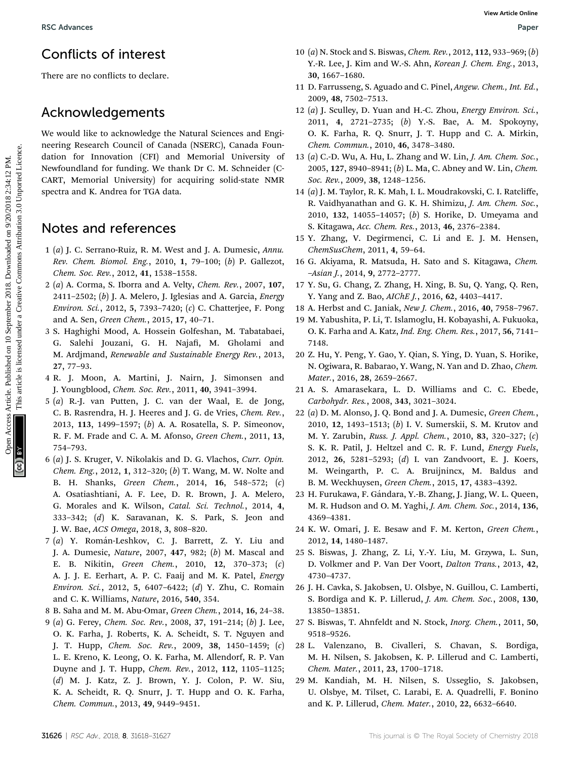## Conflicts of interest

There are no conflicts to declare.

## Acknowledgements

We would like to acknowledge the Natural Sciences and Engineering Research Council of Canada (NSERC), Canada Foundation for Innovation (CFI) and Memorial University of Newfoundland for funding. We thank Dr C. M. Schneider (C-CART, Memorial University) for acquiring solid-state NMR spectra and K. Andrea for TGA data.

## Notes and references

1 (*a*) J. C. Serrano-Ruiz, R. M. West and J. A. Dumesic, *Annu. Rev. Chem. Biomol. Eng.*, 2010, **1**, 79–100; (*b*) P. Gallezot, *Chem. Soc. Rev.*, 2012, **41**, 1538–1558.

2 (*a*) A. Corma, S. Iborra and A. Velty, *Chem. Rev.*, 2007, **107**, 2411–2502; (*b*) J. A. Melero, J. Iglesias and A. Garcia, *Energy Environ. Sci.*, 2012, **5**, 7393–7420; (*c*) C. Chatterjee, F. Pong and A. Sen, *Green Chem.*, 2015, **17**, 40–71.

3 S. Haghighi Mood, A. Hossein Golfeshan, M. Tabatabaei, G. Salehi Jouzani, G. H. Najafi, M. Gholami and M. Ardjmand, *Renewable and Sustainable Energy Rev.*, 2013, **27**, 77–93.

4 R. J. Moon, A. Martini, J. Nairn, J. Simonsen and J. Youngblood, *Chem. Soc. Rev.*, 2011, **40**, 3941–3994.

5 (*a*) R.-J. van Putten, J. C. van der Waal, E. de Jong, C. B. Rasrendra, H. J. Heeres and J. G. de Vries, *Chem. Rev.*, 2013, **113**, 1499–1597; (*b*) A. A. Rosatella, S. P. Simeonov, R. F. M. Frade and C. A. M. Afonso, *Green Chem.*, 2011, **13**, 754–793.

6 (*a*) J. S. Kruger, V. Nikolakis and D. G. Vlachos, *Curr. Opin. Chem. Eng.*, 2012, **1**, 312–320; (*b*) T. Wang, M. W. Nolte and B. H. Shanks, *Green Chem.*, 2014, **16**, 548–572; (*c*) A. Osatiashtiani, A. F. Lee, D. R. Brown, J. A. Melero, G. Morales and K. Wilson, *Catal. Sci. Technol.*, 2014, **4**, 333–342; (*d*) K. Saravanan, K. S. Park, S. Jeon and J. W. Bae, *ACS Omega*, 2018, **3**, 808–820.

7 (*a*) Y. Román-Leshkov, C. J. Barrett, Z. Y. Liu and J. A. Dumesic, *Nature*, 2007, **447**, 982; (*b*) M. Mascal and E. B. Nikitin, *Green Chem.*, 2010, **12**, 370–373; (*c*) A. J. J. E. Eerhart, A. P. C. Faaij and M. K. Patel, *Energy Environ. Sci.*, 2012, **5**, 6407–6422; (*d*) Y. Zhu, C. Romain and C. K. Williams, *Nature*, 2016, **540**, 354.

8 B. Saha and M. M. Abu-Omar, *Green Chem.*, 2014, **16**, 24–38.

9 (*a*) G. Ferey, *Chem. Soc. Rev.*, 2008, **37**, 191–214; (*b*) J. Lee, O. K. Farha, J. Roberts, K. A. Scheidt, S. T. Nguyen and J. T. Hupp, *Chem. Soc. Rev.*, 2009, **38**, 1450–1459; (*c*) L. E. Kreno, K. Leong, O. K. Farha, M. Allendorf, R. P. Van Duyne and J. T. Hupp, *Chem. Rev.*, 2012, **112**, 1105–1125; (*d*) M. J. Katz, Z. J. Brown, Y. J. Colon, P. W. Siu, K. A. Scheidt, R. Q. Snurr, J. T. Hupp and O. K. Farha, *Chem. Commun.*, 2013, **49**, 9449–9451.

10 (*a*) N. Stock and S. Biswas, *Chem. Rev.*, 2012, **112**, 933–969; (*b*) Y.-R. Lee, J. Kim and W.-S. Ahn, *Korean J. Chem. Eng.*, 2013, **30**, 1667–1680.

11 D. Farrusseng, S. Aguado and C. Pinel, *Angew. Chem., Int. Ed.*, 2009, **48**, 7502–7513.

12 (*a*) J. Sculley, D. Yuan and H.-C. Zhou, *Energy Environ. Sci.*, 2011, **4**, 2721–2735; (*b*) Y.-S. Bae, A. M. Spokoyny, O. K. Farha, R. Q. Snurr, J. T. Hupp and C. A. Mirkin, *Chem. Commun.*, 2010, **46**, 3478–3480.

13 (*a*) C.-D. Wu, A. Hu, L. Zhang and W. Lin, *J. Am. Chem. Soc.*, 2005, **127**, 8940–8941; (*b*) L. Ma, C. Abney and W. Lin, *Chem. Soc. Rev.*, 2009, **38**, 1248–1256.

14 (*a*) J. M. Taylor, R. K. Mah, I. L. Moudrakovski, C. I. Ratcliffe, R. Vaidhyanathan and G. K. H. Shimizu, *J. Am. Chem. Soc.*, 2010, **132**, 14055–14057; (*b*) S. Horike, D. Umeyama and S. Kitagawa, *Acc. Chem. Res.*, 2013, **46**, 2376–2384.

15 Y. Zhang, V. Degirmenci, C. Li and E. J. M. Hensen, *ChemSusChem*, 2011, **4**, 59–64.

16 G. Akiyama, R. Matsuda, H. Sato and S. Kitagawa, *Chem. –Asian J.*, 2014, **9**, 2772–2777.

17 Y. Su, G. Chang, Z. Zhang, H. Xing, B. Su, Q. Yang, Q. Ren, Y. Yang and Z. Bao, *AIChE J.*, 2016, **62**, 4403–4417.

18 A. Herbst and C. Janiak, *New J. Chem.*, 2016, **40**, 7958–7967.

19 M. Yabushita, P. Li, T. Islamoglu, H. Kobayashi, A. Fukuoka, O. K. Farha and A. Katz, *Ind. Eng. Chem. Res.*, 2017, **56**, 7141–7148.

20 Z. Hu, Y. Peng, Y. Gao, Y. Qian, S. Ying, D. Yuan, S. Horike, N. Ogiwara, R. Babarao, Y. Wang, N. Yan and D. Zhao, *Chem. Mater.*, 2016, **28**, 2659–2667.

21 A. S. Amarasekara, L. D. Williams and C. C. Ebede, *Carbohydr. Res.*, 2008, **343**, 3021–3024.

22 (*a*) D. M. Alonso, J. Q. Bond and J. A. Dumesic, *Green Chem.*, 2010, **12**, 1493–1513; (*b*) I. V. Sumerskii, S. M. Krutov and M. Y. Zarubin, *Russ. J. Appl. Chem.*, 2010, **83**, 320–327; (*c*) S. K. R. Patil, J. Heltzel and C. R. F. Lund, *Energy Fuels*, 2012, **26**, 5281–5293; (*d*) I. van Zandvoort, E. J. Koers, M. Weingarth, P. C. A. Bruijnincx, M. Baldus and B. M. Weckhuysen, *Green Chem.*, 2015, **17**, 4383–4392.

23 H. Furukawa, F. Gándara, Y.-B. Zhang, J. Jiang, W. L. Queen, M. R. Hudson and O. M. Yaghi, *J. Am. Chem. Soc.*, 2014, **136**, 4369–4381.

24 K. W. Omari, J. E. Besaw and F. M. Kerton, *Green Chem.*, 2012, **14**, 1480–1487.

25 S. Biswas, J. Zhang, Z. Li, Y.-Y. Liu, M. Grzywa, L. Sun, D. Volkmer and P. Van Der Voort, *Dalton Trans.*, 2013, **42**, 4730–4737.

26 J. H. Cavka, S. Jakobsen, U. Olsbye, N. Guillou, C. Lamberti, S. Bordiga and K. P. Lillerud, *J. Am. Chem. Soc.*, 2008, **130**, 13850–13851.

27 S. Biswas, T. Ahnfeldt and N. Stock, *Inorg. Chem.*, 2011, **50**, 9518–9526.

28 L. Valenzano, B. Civalleri, S. Chavan, S. Bordiga, M. H. Nilsen, S. Jakobsen, K. P. Lillerud and C. Lamberti, *Chem. Mater.*, 2011, **23**, 1700–1718.

29 M. Kandiah, M. H. Nilsen, S. Usseglio, S. Jakobsen, U. Olsbye, M. Tilset, C. Larabi, E. A. Quadrelli, F. Bonino and K. P. Lillerud, *Chem. Mater.*, 2010, **22**, 6632–6640.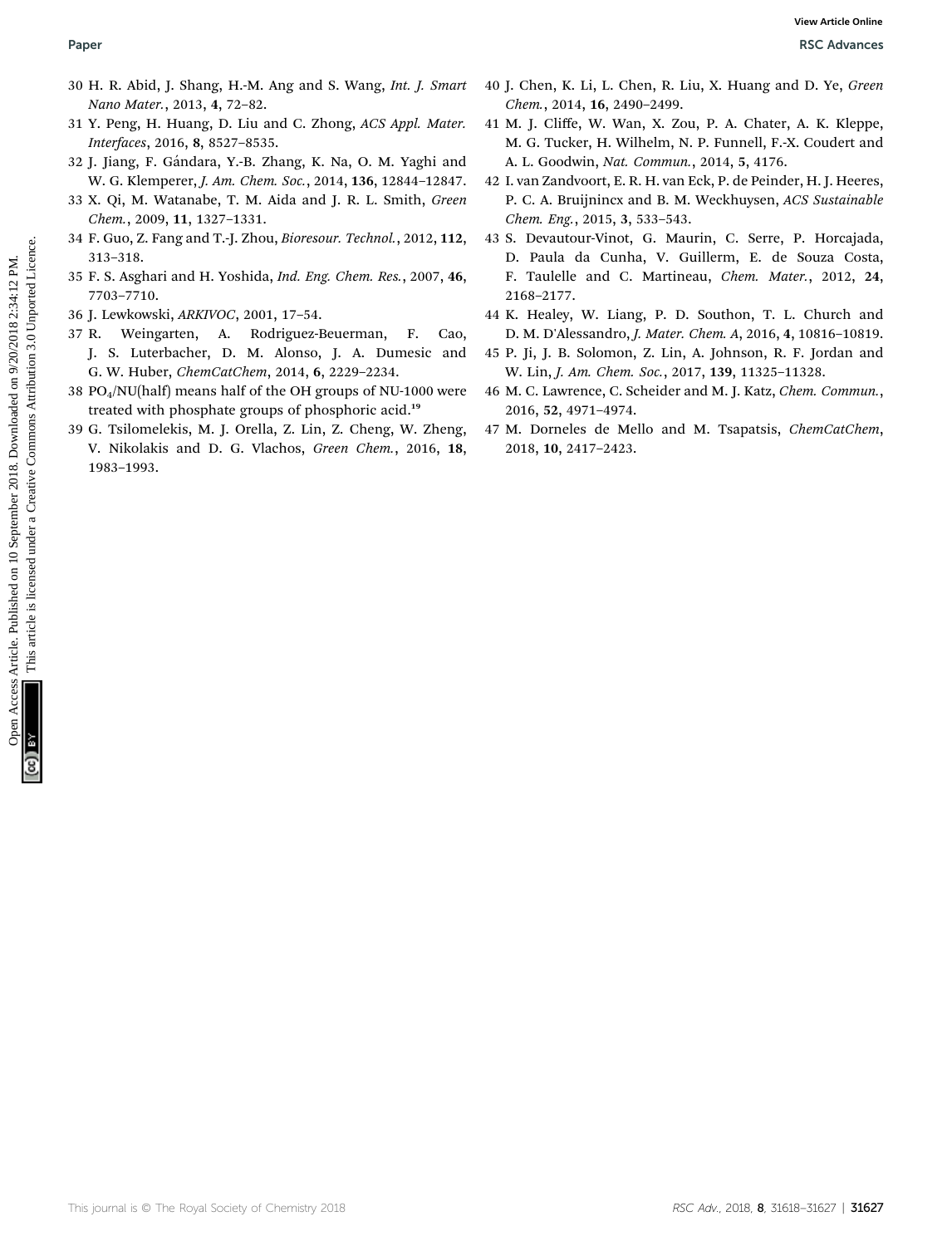30 H. R. Abid, J. Shang, H.-M. Ang and S. Wang, *Int. J. Smart Nano Mater.*, 2013, **4**, 72–82.

31 Y. Peng, H. Huang, D. Liu and C. Zhong, *ACS Appl. Mater. Interfaces*, 2016, **8**, 8527–8535.

32 J. Jiang, F. Gándara, Y.-B. Zhang, K. Na, O. M. Yaghi and W. G. Klemperer, *J. Am. Chem. Soc.*, 2014, **136**, 12844–12847.

33 X. Qi, M. Watanabe, T. M. Aida and J. R. L. Smith, *Green Chem.*, 2009, **11**, 1327–1331.

34 F. Guo, Z. Fang and T.-J. Zhou, *Bioresour. Technol.*, 2012, **112**, 313–318.

35 F. S. Asghari and H. Yoshida, *Ind. Eng. Chem. Res.*, 2007, **46**, 7703–7710.

36 J. Lewkowski, *ARKIVOC*, 2001, 17–54.

37 R. Weingarten, A. Rodriguez-Beuerman, F. Cao, J. S. Luterbacher, D. M. Alonso, J. A. Dumesic and G. W. Huber, *ChemCatChem*, 2014, **6**, 2229–2234.

38 $PO_4$/NU(half) means half of the OH groups of NU-1000 were treated with phosphate groups of phosphoric acid.[19]

39 G. Tsilomelekis, M. J. Orella, Z. Lin, Z. Cheng, W. Zheng, V. Nikolakis and D. G. Vlachos, *Green Chem.*, 2016, **18**, 1983–1993.

40 J. Chen, K. Li, L. Chen, R. Liu, X. Huang and D. Ye, *Green Chem.*, 2014, **16**, 2490–2499.

41 M. J. Cliffe, W. Wan, X. Zou, P. A. Chater, A. K. Kleppe, M. G. Tucker, H. Wilhelm, N. P. Funnell, F.-X. Coudert and A. L. Goodwin, *Nat. Commun.*, 2014, **5**, 4176.

42 I. van Zandvoort, E. R. H. van Eck, P. de Peinder, H. J. Heeres, P. C. A. Bruijnincx and B. M. Weckhuysen, *ACS Sustainable Chem. Eng.*, 2015, **3**, 533–543.

43 S. Devautour-Vinot, G. Maurin, C. Serre, P. Horcajada, D. Paula da Cunha, V. Guillerm, E. de Souza Costa, F. Taulelle and C. Martineau, *Chem. Mater.*, 2012, **24**, 2168–2177.

44 K. Healey, W. Liang, P. D. Southon, T. L. Church and D. M. D'Alessandro, *J. Mater. Chem. A*, 2016, **4**, 10816–10819.

45 P. Ji, J. B. Solomon, Z. Lin, A. Johnson, R. F. Jordan and W. Lin, *J. Am. Chem. Soc.*, 2017, **139**, 11325–11328.

46 M. C. Lawrence, C. Scheider and M. J. Katz, *Chem. Commun.*, 2016, **52**, 4971–4974.

47 M. Dorneles de Mello and M. Tsapatsis, *ChemCatChem*, 2018, **10**, 2417–2423.